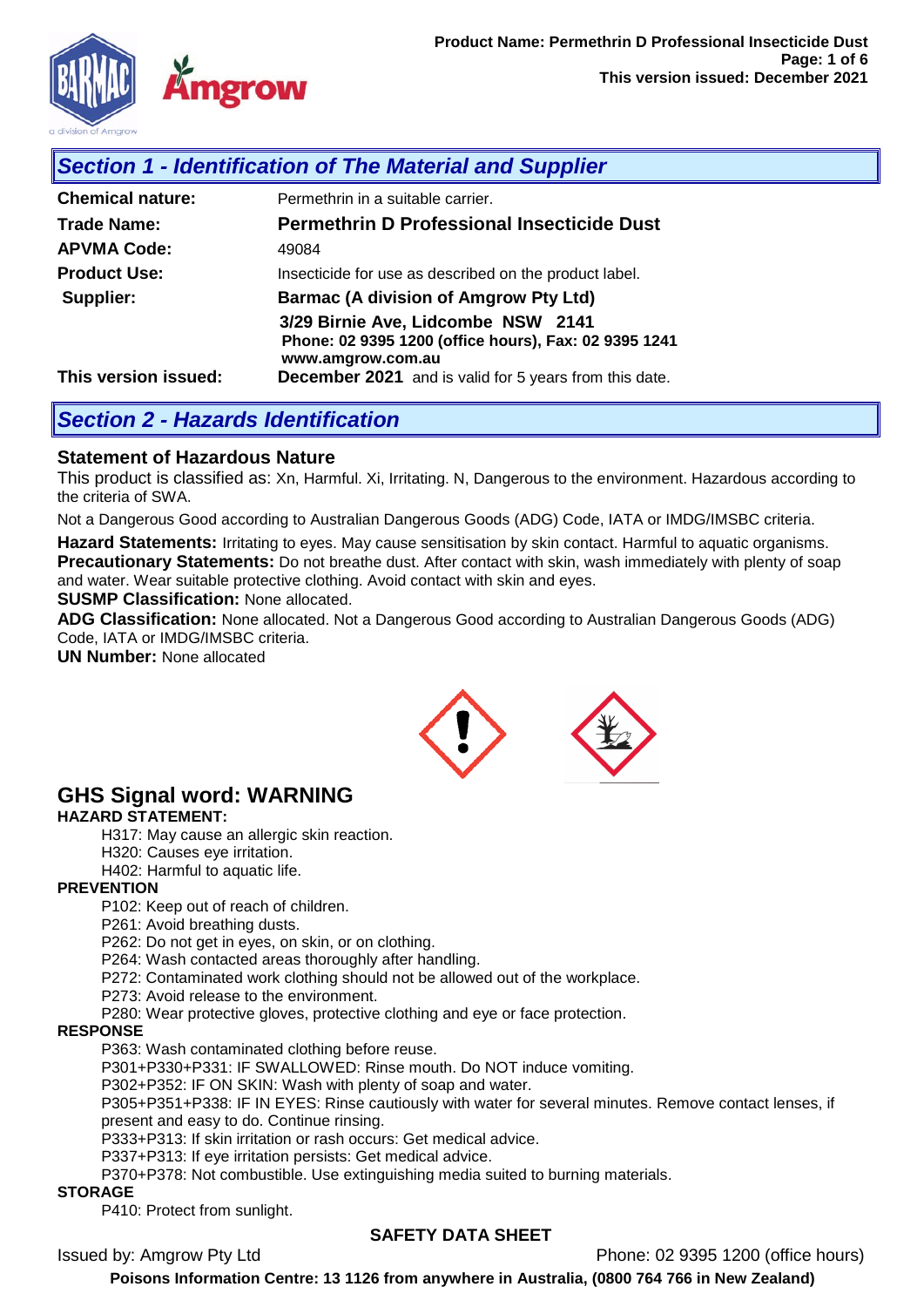## Section 1 - Identification of The Material and Supplier

| | |
|---|---|
| **Chemical nature:** | Permethrin in a suitable carrier. |
| **Trade Name:** | **Permethrin D Professional Insecticide Dust** |
| **APVMA Code:** | 49084 |
| **Product Use:** | Insecticide for use as described on the product label. |
| **Supplier:** | **Barmac (A division of Amgrow Pty Ltd)** |
| | **3/29 Birnie Ave, Lidcombe NSW 2141**<br>**Phone: 02 9395 1200 (office hours), Fax: 02 9395 1241**<br>**www.amgrow.com.au** |
| **This version issued:** | **December 2021** and is valid for 5 years from this date. |

## Section 2 - Hazards Identification

### Statement of Hazardous Nature

This product is classified as: Xn, Harmful. Xi, Irritating. N, Dangerous to the environment. Hazardous according to the criteria of SWA.

Not a Dangerous Good according to Australian Dangerous Goods (ADG) Code, IATA or IMDG/IMSBC criteria.

**Hazard Statements:** Irritating to eyes. May cause sensitisation by skin contact. Harmful to aquatic organisms.
**Precautionary Statements:** Do not breathe dust. After contact with skin, wash immediately with plenty of soap and water. Wear suitable protective clothing. Avoid contact with skin and eyes.
**SUSMP Classification:** None allocated.
**ADG Classification:** None allocated. Not a Dangerous Good according to Australian Dangerous Goods (ADG) Code, IATA or IMDG/IMSBC criteria.
**UN Number:** None allocated

## GHS Signal word: WARNING

**HAZARD STATEMENT:**

H317: May cause an allergic skin reaction.
H320: Causes eye irritation.
H402: Harmful to aquatic life.

**PREVENTION**

P102: Keep out of reach of children.
P261: Avoid breathing dusts.
P262: Do not get in eyes, on skin, or on clothing.
P264: Wash contacted areas thoroughly after handling.
P272: Contaminated work clothing should not be allowed out of the workplace.
P273: Avoid release to the environment.
P280: Wear protective gloves, protective clothing and eye or face protection.

**RESPONSE**

P363: Wash contaminated clothing before reuse.
P301+P330+P331: IF SWALLOWED: Rinse mouth. Do NOT induce vomiting.
P302+P352: IF ON SKIN: Wash with plenty of soap and water.
P305+P351+P338: IF IN EYES: Rinse cautiously with water for several minutes. Remove contact lenses, if present and easy to do. Continue rinsing.
P333+P313: If skin irritation or rash occurs: Get medical advice.
P337+P313: If eye irritation persists: Get medical advice.
P370+P378: Not combustible. Use extinguishing media suited to burning materials.

**STORAGE**

P410: Protect from sunlight.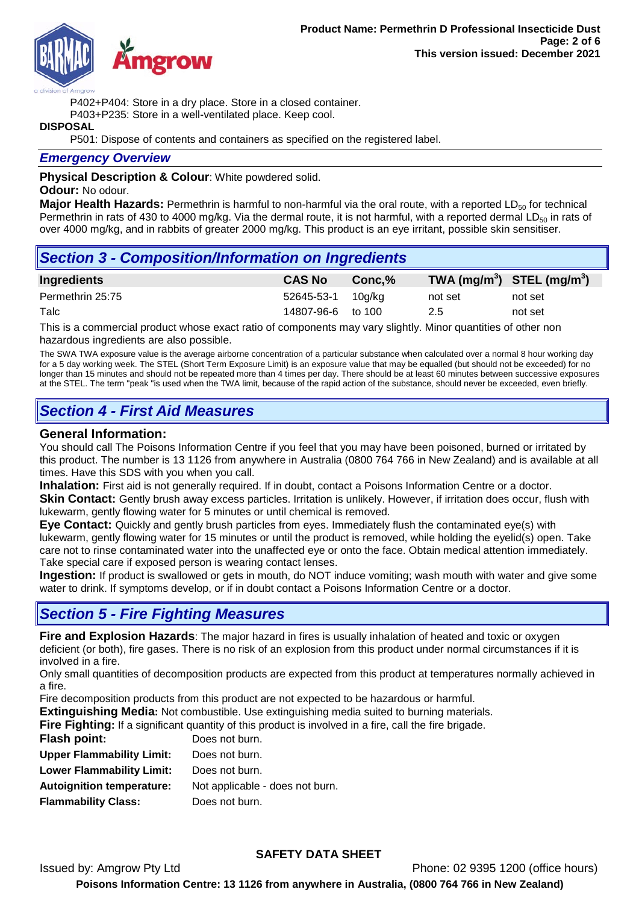P402+P404: Store in a dry place. Store in a closed container.

P403+P235: Store in a well-ventilated place. Keep cool.

**DISPOSAL**

P501: Dispose of contents and containers as specified on the registered label.

### *Emergency Overview*

**Physical Description & Colour**: White powdered solid.

**Odour:** No odour.

**Major Health Hazards:** Permethrin is harmful to non-harmful via the oral route, with a reported $LD_{50}$ for technical Permethrin in rats of 430 to 4000 mg/kg. Via the dermal route, it is not harmful, with a reported dermal $LD_{50}$ in rats of over 4000 mg/kg, and in rabbits of greater 2000 mg/kg. This product is an eye irritant, possible skin sensitiser.

## *Section 3 - Composition/Information on Ingredients*

| Ingredients | CAS No | Conc,% | TWA (mg/m$^3$) | STEL (mg/m$^3$) |
|---|---|---|---|---|
| Permethrin 25:75 | 52645-53-1 | 10g/kg | not set | not set |
| Talc | 14807-96-6 | to 100 | 2.5 | not set |

This is a commercial product whose exact ratio of components may vary slightly. Minor quantities of other non hazardous ingredients are also possible.

The SWA TWA exposure value is the average airborne concentration of a particular substance when calculated over a normal 8 hour working day for a 5 day working week. The STEL (Short Term Exposure Limit) is an exposure value that may be equalled (but should not be exceeded) for no longer than 15 minutes and should not be repeated more than 4 times per day. There should be at least 60 minutes between successive exposures at the STEL. The term "peak "is used when the TWA limit, because of the rapid action of the substance, should never be exceeded, even briefly.

## *Section 4 - First Aid Measures*

### General Information:

You should call The Poisons Information Centre if you feel that you may have been poisoned, burned or irritated by this product. The number is 13 1126 from anywhere in Australia (0800 764 766 in New Zealand) and is available at all times. Have this SDS with you when you call.

**Inhalation:** First aid is not generally required. If in doubt, contact a Poisons Information Centre or a doctor.

**Skin Contact:** Gently brush away excess particles. Irritation is unlikely. However, if irritation does occur, flush with lukewarm, gently flowing water for 5 minutes or until chemical is removed.

**Eye Contact:** Quickly and gently brush particles from eyes. Immediately flush the contaminated eye(s) with lukewarm, gently flowing water for 15 minutes or until the product is removed, while holding the eyelid(s) open. Take care not to rinse contaminated water into the unaffected eye or onto the face. Obtain medical attention immediately. Take special care if exposed person is wearing contact lenses.

**Ingestion:** If product is swallowed or gets in mouth, do NOT induce vomiting; wash mouth with water and give some water to drink. If symptoms develop, or if in doubt contact a Poisons Information Centre or a doctor.

## *Section 5 - Fire Fighting Measures*

**Fire and Explosion Hazards**: The major hazard in fires is usually inhalation of heated and toxic or oxygen deficient (or both), fire gases. There is no risk of an explosion from this product under normal circumstances if it is involved in a fire.

Only small quantities of decomposition products are expected from this product at temperatures normally achieved in a fire.

Fire decomposition products from this product are not expected to be hazardous or harmful.

**Extinguishing Media:** Not combustible. Use extinguishing media suited to burning materials.

**Fire Fighting:** If a significant quantity of this product is involved in a fire, call the fire brigade.

**Flash point:** Does not burn.

**Upper Flammability Limit:** Does not burn.

**Lower Flammability Limit:** Does not burn.

**Autoignition temperature:** Not applicable - does not burn.

**Flammability Class:** Does not burn.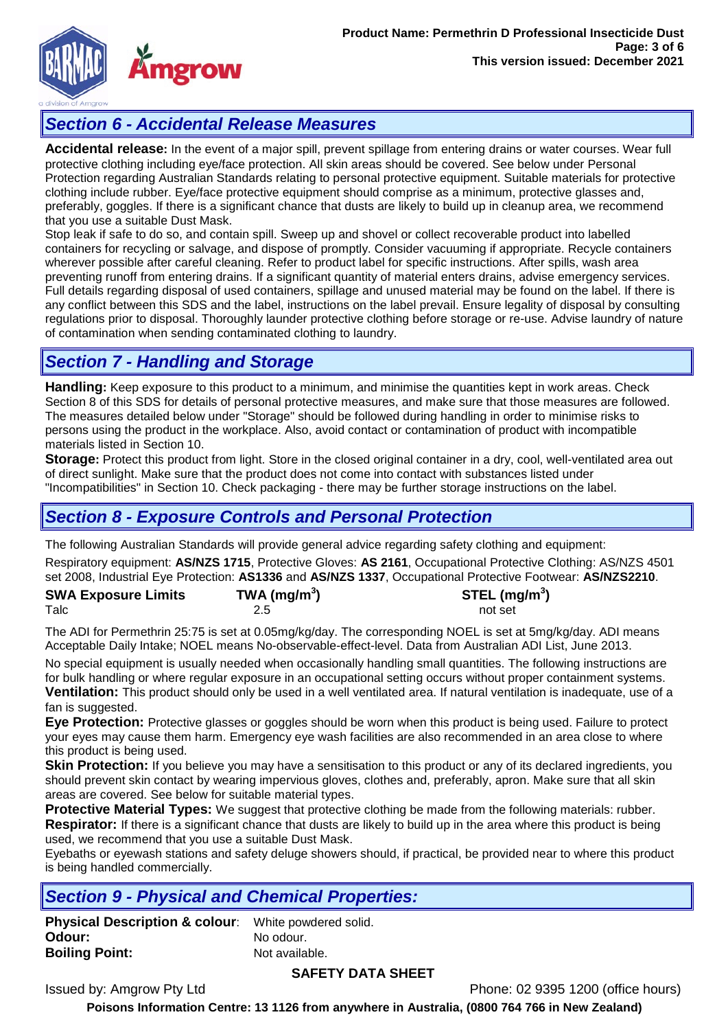## Section 6 - Accidental Release Measures

**Accidental release:** In the event of a major spill, prevent spillage from entering drains or water courses. Wear full protective clothing including eye/face protection. All skin areas should be covered. See below under Personal Protection regarding Australian Standards relating to personal protective equipment. Suitable materials for protective clothing include rubber. Eye/face protective equipment should comprise as a minimum, protective glasses and, preferably, goggles. If there is a significant chance that dusts are likely to build up in cleanup area, we recommend that you use a suitable Dust Mask.

Stop leak if safe to do so, and contain spill. Sweep up and shovel or collect recoverable product into labelled containers for recycling or salvage, and dispose of promptly. Consider vacuuming if appropriate. Recycle containers wherever possible after careful cleaning. Refer to product label for specific instructions. After spills, wash area preventing runoff from entering drains. If a significant quantity of material enters drains, advise emergency services. Full details regarding disposal of used containers, spillage and unused material may be found on the label. If there is any conflict between this SDS and the label, instructions on the label prevail. Ensure legality of disposal by consulting regulations prior to disposal. Thoroughly launder protective clothing before storage or re-use. Advise laundry of nature of contamination when sending contaminated clothing to laundry.

## Section 7 - Handling and Storage

**Handling:** Keep exposure to this product to a minimum, and minimise the quantities kept in work areas. Check Section 8 of this SDS for details of personal protective measures, and make sure that those measures are followed. The measures detailed below under "Storage" should be followed during handling in order to minimise risks to persons using the product in the workplace. Also, avoid contact or contamination of product with incompatible materials listed in Section 10.

**Storage:** Protect this product from light. Store in the closed original container in a dry, cool, well-ventilated area out of direct sunlight. Make sure that the product does not come into contact with substances listed under "Incompatibilities" in Section 10. Check packaging - there may be further storage instructions on the label.

## Section 8 - Exposure Controls and Personal Protection

The following Australian Standards will provide general advice regarding safety clothing and equipment:

Respiratory equipment: **AS/NZS 1715**, Protective Gloves: **AS 2161**, Occupational Protective Clothing: AS/NZS 4501 set 2008, Industrial Eye Protection: **AS1336** and **AS/NZS 1337**, Occupational Protective Footwear: **AS/NZS2210**.

| SWA Exposure Limits | TWA ($mg/m^3$) | STEL ($mg/m^3$) |
|---|---|---|
| Talc | 2.5 | not set |

The ADI for Permethrin 25:75 is set at 0.05mg/kg/day. The corresponding NOEL is set at 5mg/kg/day. ADI means Acceptable Daily Intake; NOEL means No-observable-effect-level. Data from Australian ADI List, June 2013.

No special equipment is usually needed when occasionally handling small quantities. The following instructions are for bulk handling or where regular exposure in an occupational setting occurs without proper containment systems.

**Ventilation:** This product should only be used in a well ventilated area. If natural ventilation is inadequate, use of a fan is suggested.

**Eye Protection:** Protective glasses or goggles should be worn when this product is being used. Failure to protect your eyes may cause them harm. Emergency eye wash facilities are also recommended in an area close to where this product is being used.

**Skin Protection:** If you believe you may have a sensitisation to this product or any of its declared ingredients, you should prevent skin contact by wearing impervious gloves, clothes and, preferably, apron. Make sure that all skin areas are covered. See below for suitable material types.

**Protective Material Types:** We suggest that protective clothing be made from the following materials: rubber.

**Respirator:** If there is a significant chance that dusts are likely to build up in the area where this product is being used, we recommend that you use a suitable Dust Mask.

Eyebaths or eyewash stations and safety deluge showers should, if practical, be provided near to where this product is being handled commercially.

## Section 9 - Physical and Chemical Properties:

**Physical Description & colour**: White powdered solid.
**Odour:** No odour.
**Boiling Point:** Not available.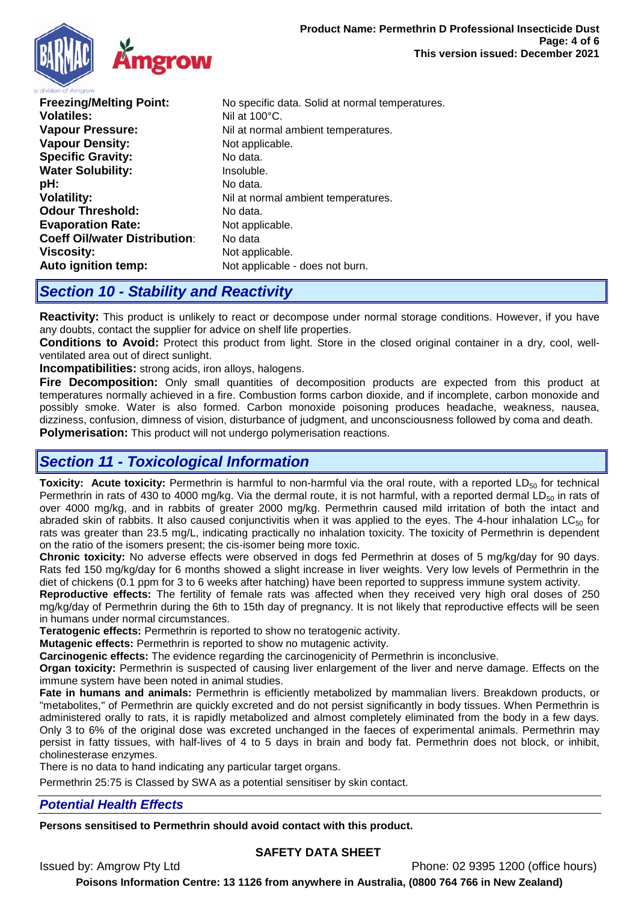| | |
|---|---|
| **Freezing/Melting Point:** | No specific data. Solid at normal temperatures. |
| **Volatiles:** | Nil at 100°C. |
| **Vapour Pressure:** | Nil at normal ambient temperatures. |
| **Vapour Density:** | Not applicable. |
| **Specific Gravity:** | No data. |
| **Water Solubility:** | Insoluble. |
| **pH:** | No data. |
| **Volatility:** | Nil at normal ambient temperatures. |
| **Odour Threshold:** | No data. |
| **Evaporation Rate:** | Not applicable. |
| **Coeff Oil/water Distribution:** | No data |
| **Viscosity:** | Not applicable. |
| **Auto ignition temp:** | Not applicable - does not burn. |

## *Section 10 - Stability and Reactivity*

**Reactivity:** This product is unlikely to react or decompose under normal storage conditions. However, if you have any doubts, contact the supplier for advice on shelf life properties.

**Conditions to Avoid:** Protect this product from light. Store in the closed original container in a dry, cool, well-ventilated area out of direct sunlight.

**Incompatibilities:** strong acids, iron alloys, halogens.

**Fire Decomposition:** Only small quantities of decomposition products are expected from this product at temperatures normally achieved in a fire. Combustion forms carbon dioxide, and if incomplete, carbon monoxide and possibly smoke. Water is also formed. Carbon monoxide poisoning produces headache, weakness, nausea, dizziness, confusion, dimness of vision, disturbance of judgment, and unconsciousness followed by coma and death.

**Polymerisation:** This product will not undergo polymerisation reactions.

## *Section 11 - Toxicological Information*

**Toxicity: Acute toxicity:** Permethrin is harmful to non-harmful via the oral route, with a reported $LD_{50}$ for technical Permethrin in rats of 430 to 4000 mg/kg. Via the dermal route, it is not harmful, with a reported dermal $LD_{50}$ in rats of over 4000 mg/kg, and in rabbits of greater 2000 mg/kg. Permethrin caused mild irritation of both the intact and abraded skin of rabbits. It also caused conjunctivitis when it was applied to the eyes. The 4-hour inhalation $LC_{50}$ for rats was greater than 23.5 mg/L, indicating practically no inhalation toxicity. The toxicity of Permethrin is dependent on the ratio of the isomers present; the cis-isomer being more toxic.

**Chronic toxicity:** No adverse effects were observed in dogs fed Permethrin at doses of 5 mg/kg/day for 90 days. Rats fed 150 mg/kg/day for 6 months showed a slight increase in liver weights. Very low levels of Permethrin in the diet of chickens (0.1 ppm for 3 to 6 weeks after hatching) have been reported to suppress immune system activity.

**Reproductive effects:** The fertility of female rats was affected when they received very high oral doses of 250 mg/kg/day of Permethrin during the 6th to 15th day of pregnancy. It is not likely that reproductive effects will be seen in humans under normal circumstances.

**Teratogenic effects:** Permethrin is reported to show no teratogenic activity.

**Mutagenic effects:** Permethrin is reported to show no mutagenic activity.

**Carcinogenic effects:** The evidence regarding the carcinogenicity of Permethrin is inconclusive.

**Organ toxicity:** Permethrin is suspected of causing liver enlargement of the liver and nerve damage. Effects on the immune system have been noted in animal studies.

**Fate in humans and animals:** Permethrin is efficiently metabolized by mammalian livers. Breakdown products, or "metabolites," of Permethrin are quickly excreted and do not persist significantly in body tissues. When Permethrin is administered orally to rats, it is rapidly metabolized and almost completely eliminated from the body in a few days. Only 3 to 6% of the original dose was excreted unchanged in the faeces of experimental animals. Permethrin may persist in fatty tissues, with half-lives of 4 to 5 days in brain and body fat. Permethrin does not block, or inhibit, cholinesterase enzymes.

There is no data to hand indicating any particular target organs.

Permethrin 25:75 is Classed by SWA as a potential sensitiser by skin contact.

### *Potential Health Effects*

**Persons sensitised to Permethrin should avoid contact with this product.**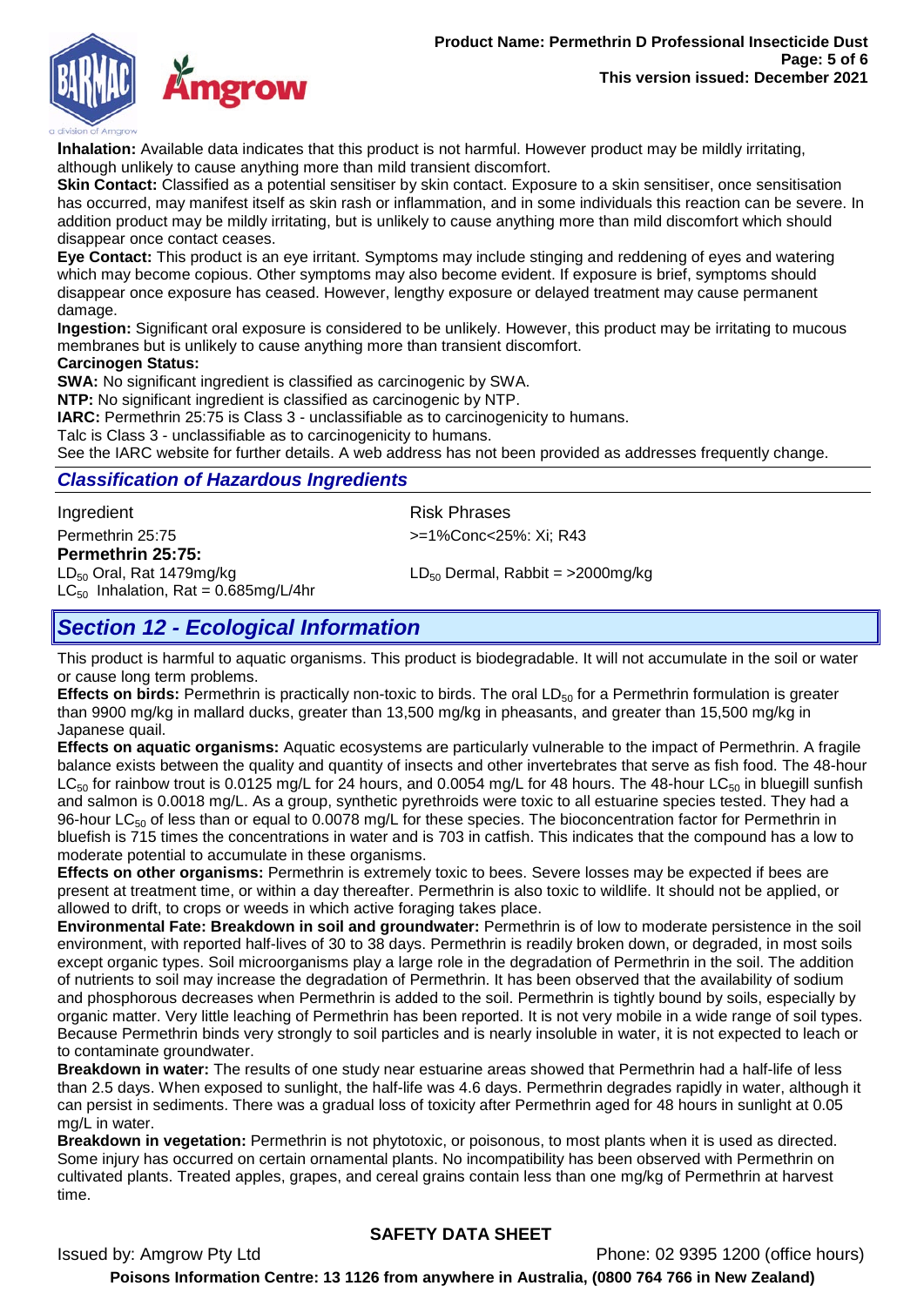**Inhalation:** Available data indicates that this product is not harmful. However product may be mildly irritating, although unlikely to cause anything more than mild transient discomfort.

**Skin Contact:** Classified as a potential sensitiser by skin contact. Exposure to a skin sensitiser, once sensitisation has occurred, may manifest itself as skin rash or inflammation, and in some individuals this reaction can be severe. In addition product may be mildly irritating, but is unlikely to cause anything more than mild discomfort which should disappear once contact ceases.

**Eye Contact:** This product is an eye irritant. Symptoms may include stinging and reddening of eyes and watering which may become copious. Other symptoms may also become evident. If exposure is brief, symptoms should disappear once exposure has ceased. However, lengthy exposure or delayed treatment may cause permanent damage.

**Ingestion:** Significant oral exposure is considered to be unlikely. However, this product may be irritating to mucous membranes but is unlikely to cause anything more than transient discomfort.

**Carcinogen Status:**

**SWA:** No significant ingredient is classified as carcinogenic by SWA.

**NTP:** No significant ingredient is classified as carcinogenic by NTP.

**IARC:** Permethrin 25:75 is Class 3 - unclassifiable as to carcinogenicity to humans.

Talc is Class 3 - unclassifiable as to carcinogenicity to humans.

See the IARC website for further details. A web address has not been provided as addresses frequently change.

### *Classification of Hazardous Ingredients*

| Ingredient | Risk Phrases |
|---|---|
| Permethrin 25:75 | >=1%Conc<25%: Xi; R43 |

**Permethrin 25:75:**

$LD_{50}$ Oral, Rat 1479mg/kg

$LD_{50}$ Dermal, Rabbit = >2000mg/kg

$LC_{50}$ Inhalation, Rat = 0.685mg/L/4hr

## *Section 12 - Ecological Information*

This product is harmful to aquatic organisms. This product is biodegradable. It will not accumulate in the soil or water or cause long term problems.

**Effects on birds:** Permethrin is practically non-toxic to birds. The oral $LD_{50}$ for a Permethrin formulation is greater than 9900 mg/kg in mallard ducks, greater than 13,500 mg/kg in pheasants, and greater than 15,500 mg/kg in Japanese quail.

**Effects on aquatic organisms:** Aquatic ecosystems are particularly vulnerable to the impact of Permethrin. A fragile balance exists between the quality and quantity of insects and other invertebrates that serve as fish food. The 48-hour $LC_{50}$ for rainbow trout is 0.0125 mg/L for 24 hours, and 0.0054 mg/L for 48 hours. The 48-hour $LC_{50}$ in bluegill sunfish and salmon is 0.0018 mg/L. As a group, synthetic pyrethroids were toxic to all estuarine species tested. They had a 96-hour $LC_{50}$ of less than or equal to 0.0078 mg/L for these species. The bioconcentration factor for Permethrin in bluefish is 715 times the concentrations in water and is 703 in catfish. This indicates that the compound has a low to moderate potential to accumulate in these organisms.

**Effects on other organisms:** Permethrin is extremely toxic to bees. Severe losses may be expected if bees are present at treatment time, or within a day thereafter. Permethrin is also toxic to wildlife. It should not be applied, or allowed to drift, to crops or weeds in which active foraging takes place.

**Environmental Fate: Breakdown in soil and groundwater:** Permethrin is of low to moderate persistence in the soil environment, with reported half-lives of 30 to 38 days. Permethrin is readily broken down, or degraded, in most soils except organic types. Soil microorganisms play a large role in the degradation of Permethrin in the soil. The addition of nutrients to soil may increase the degradation of Permethrin. It has been observed that the availability of sodium and phosphorous decreases when Permethrin is added to the soil. Permethrin is tightly bound by soils, especially by organic matter. Very little leaching of Permethrin has been reported. It is not very mobile in a wide range of soil types. Because Permethrin binds very strongly to soil particles and is nearly insoluble in water, it is not expected to leach or to contaminate groundwater.

**Breakdown in water:** The results of one study near estuarine areas showed that Permethrin had a half-life of less than 2.5 days. When exposed to sunlight, the half-life was 4.6 days. Permethrin degrades rapidly in water, although it can persist in sediments. There was a gradual loss of toxicity after Permethrin aged for 48 hours in sunlight at 0.05 mg/L in water.

**Breakdown in vegetation:** Permethrin is not phytotoxic, or poisonous, to most plants when it is used as directed. Some injury has occurred on certain ornamental plants. No incompatibility has been observed with Permethrin on cultivated plants. Treated apples, grapes, and cereal grains contain less than one mg/kg of Permethrin at harvest time.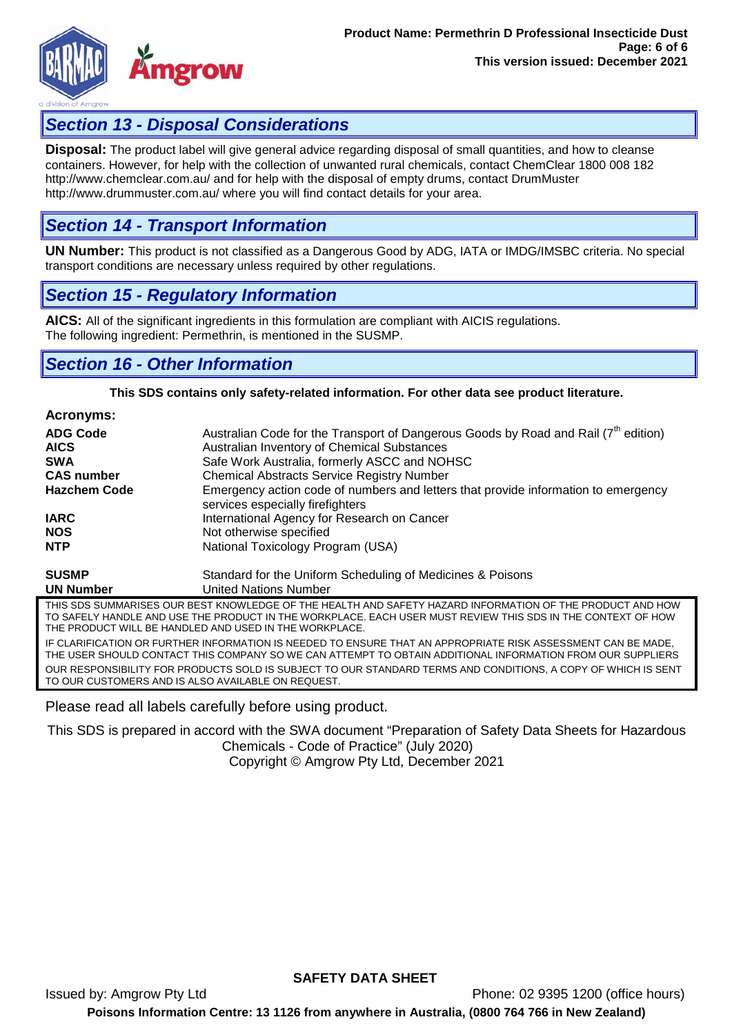## Section 13 - Disposal Considerations

**Disposal:** The product label will give general advice regarding disposal of small quantities, and how to cleanse containers. However, for help with the collection of unwanted rural chemicals, contact ChemClear 1800 008 182 http://www.chemclear.com.au/ and for help with the disposal of empty drums, contact DrumMuster http://www.drummuster.com.au/ where you will find contact details for your area.

## Section 14 - Transport Information

**UN Number:** This product is not classified as a Dangerous Good by ADG, IATA or IMDG/IMSBC criteria. No special transport conditions are necessary unless required by other regulations.

## Section 15 - Regulatory Information

**AICS:** All of the significant ingredients in this formulation are compliant with AICIS regulations.
The following ingredient: Permethrin, is mentioned in the SUSMP.

## Section 16 - Other Information

**This SDS contains only safety-related information. For other data see product literature.**

**Acronyms:**

| | |
|---|---|
| **ADG Code** | Australian Code for the Transport of Dangerous Goods by Road and Rail (7th edition) |
| **AICS** | Australian Inventory of Chemical Substances |
| **SWA** | Safe Work Australia, formerly ASCC and NOHSC |
| **CAS number** | Chemical Abstracts Service Registry Number |
| **Hazchem Code** | Emergency action code of numbers and letters that provide information to emergency services especially firefighters |
| **IARC** | International Agency for Research on Cancer |
| **NOS** | Not otherwise specified |
| **NTP** | National Toxicology Program (USA) |
| **SUSMP** | Standard for the Uniform Scheduling of Medicines & Poisons |
| **UN Number** | United Nations Number |

THIS SDS SUMMARISES OUR BEST KNOWLEDGE OF THE HEALTH AND SAFETY HAZARD INFORMATION OF THE PRODUCT AND HOW TO SAFELY HANDLE AND USE THE PRODUCT IN THE WORKPLACE. EACH USER MUST REVIEW THIS SDS IN THE CONTEXT OF HOW THE PRODUCT WILL BE HANDLED AND USED IN THE WORKPLACE.

IF CLARIFICATION OR FURTHER INFORMATION IS NEEDED TO ENSURE THAT AN APPROPRIATE RISK ASSESSMENT CAN BE MADE, THE USER SHOULD CONTACT THIS COMPANY SO WE CAN ATTEMPT TO OBTAIN ADDITIONAL INFORMATION FROM OUR SUPPLIERS

OUR RESPONSIBILITY FOR PRODUCTS SOLD IS SUBJECT TO OUR STANDARD TERMS AND CONDITIONS, A COPY OF WHICH IS SENT TO OUR CUSTOMERS AND IS ALSO AVAILABLE ON REQUEST.

Please read all labels carefully before using product.

This SDS is prepared in accord with the SWA document "Preparation of Safety Data Sheets for Hazardous Chemicals - Code of Practice" (July 2020)
Copyright © Amgrow Pty Ltd, December 2021